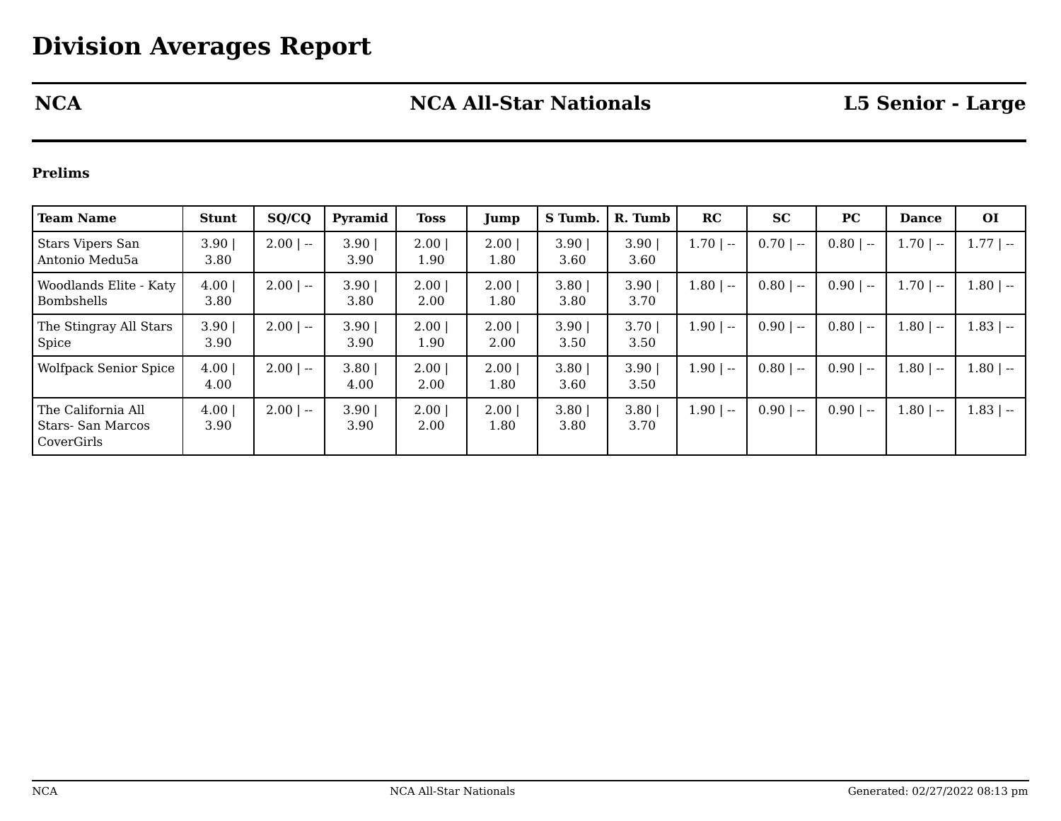# Division Averages Report

| NCA | NCA All-Star Nationals | L5 Senior - Large |
|---|---|---|

### Prelims

| Team Name | Stunt | SQ/CQ | Pyramid | Toss | Jump | S Tumb. | R. Tumb | RC | SC | PC | Dance | OI |
|---|---|---|---|---|---|---|---|---|---|---|---|---|
| Stars Vipers San Antonio Medu5a | 3.90 \| 3.80 | 2.00 \| -- | 3.90 \| 3.90 | 2.00 \| 1.90 | 2.00 \| 1.80 | 3.90 \| 3.60 | 3.90 \| 3.60 | 1.70 \| -- | 0.70 \| -- | 0.80 \| -- | 1.70 \| -- | 1.77 \| -- |
| Woodlands Elite - Katy Bombshells | 4.00 \| 3.80 | 2.00 \| -- | 3.90 \| 3.80 | 2.00 \| 2.00 | 2.00 \| 1.80 | 3.80 \| 3.80 | 3.90 \| 3.70 | 1.80 \| -- | 0.80 \| -- | 0.90 \| -- | 1.70 \| -- | 1.80 \| -- |
| The Stingray All Stars Spice | 3.90 \| 3.90 | 2.00 \| -- | 3.90 \| 3.90 | 2.00 \| 1.90 | 2.00 \| 2.00 | 3.90 \| 3.50 | 3.70 \| 3.50 | 1.90 \| -- | 0.90 \| -- | 0.80 \| -- | 1.80 \| -- | 1.83 \| -- |
| Wolfpack Senior Spice | 4.00 \| 4.00 | 2.00 \| -- | 3.80 \| 4.00 | 2.00 \| 2.00 | 2.00 \| 1.80 | 3.80 \| 3.60 | 3.90 \| 3.50 | 1.90 \| -- | 0.80 \| -- | 0.90 \| -- | 1.80 \| -- | 1.80 \| -- |
| The California All Stars- San Marcos CoverGirls | 4.00 \| 3.90 | 2.00 \| -- | 3.90 \| 3.90 | 2.00 \| 2.00 | 2.00 \| 1.80 | 3.80 \| 3.80 | 3.80 \| 3.70 | 1.90 \| -- | 0.90 \| -- | 0.90 \| -- | 1.80 \| -- | 1.83 \| -- |

Generated: 02/27/2022 08:13 pm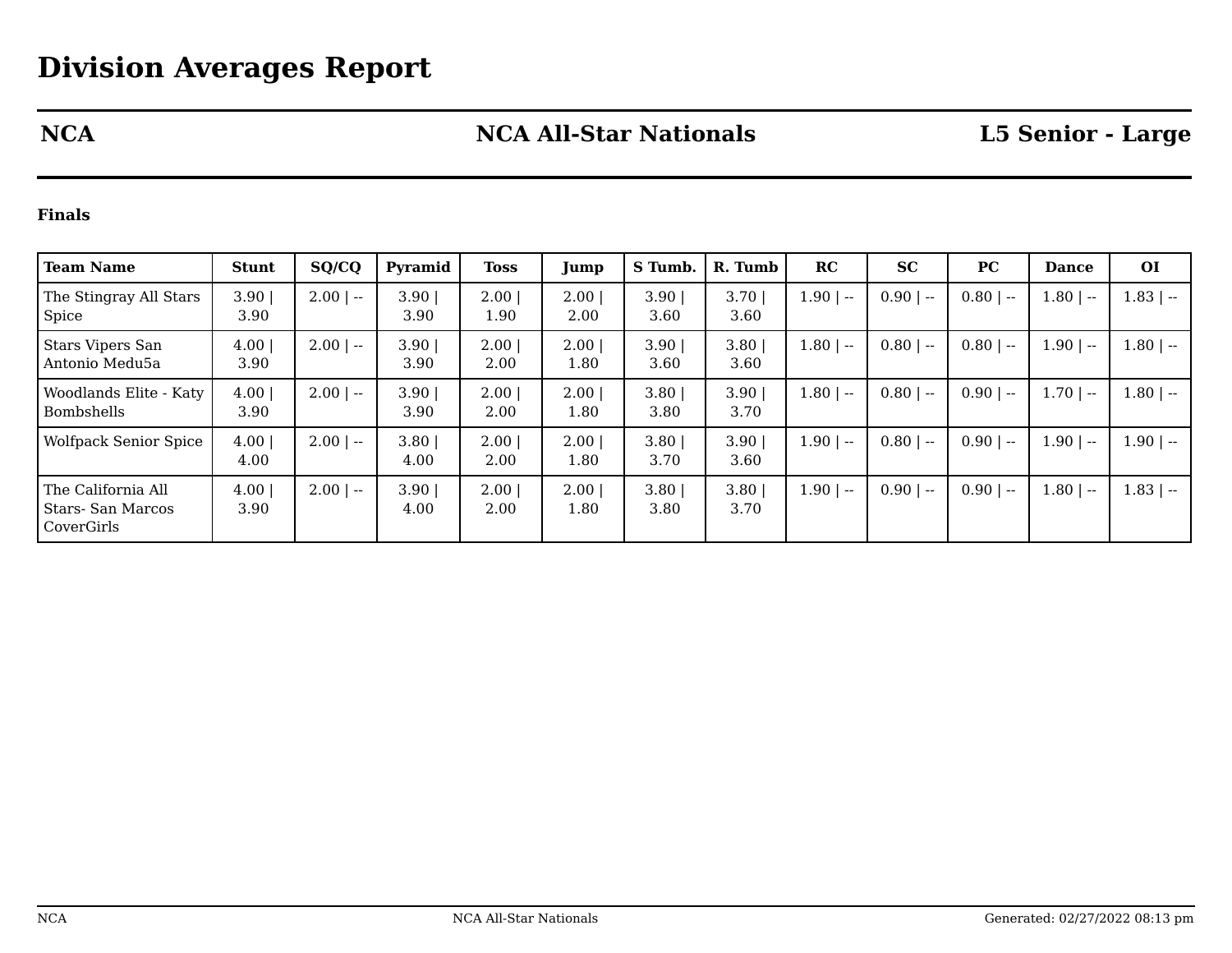# Division Averages Report

## NCA | NCA All-Star Nationals | L5 Senior - Large

**Finals**

| Team Name | Stunt | SQ/CQ | Pyramid | Toss | Jump | S Tumb. | R. Tumb | RC | SC | PC | Dance | OI |
|---|---|---|---|---|---|---|---|---|---|---|---|---|
| The Stingray All Stars Spice | 3.90 \| 3.90 | 2.00 \| -- | 3.90 \| 3.90 | 2.00 \| 1.90 | 2.00 \| 2.00 | 3.90 \| 3.60 | 3.70 \| 3.60 | 1.90 \| -- | 0.90 \| -- | 0.80 \| -- | 1.80 \| -- | 1.83 \| -- |
| Stars Vipers San Antonio Medu5a | 4.00 \| 3.90 | 2.00 \| -- | 3.90 \| 3.90 | 2.00 \| 2.00 | 2.00 \| 1.80 | 3.90 \| 3.60 | 3.80 \| 3.60 | 1.80 \| -- | 0.80 \| -- | 0.80 \| -- | 1.90 \| -- | 1.80 \| -- |
| Woodlands Elite - Katy Bombshells | 4.00 \| 3.90 | 2.00 \| -- | 3.90 \| 3.90 | 2.00 \| 2.00 | 2.00 \| 1.80 | 3.80 \| 3.80 | 3.90 \| 3.70 | 1.80 \| -- | 0.80 \| -- | 0.90 \| -- | 1.70 \| -- | 1.80 \| -- |
| Wolfpack Senior Spice | 4.00 \| 4.00 | 2.00 \| -- | 3.80 \| 4.00 | 2.00 \| 2.00 | 2.00 \| 1.80 | 3.80 \| 3.70 | 3.90 \| 3.60 | 1.90 \| -- | 0.80 \| -- | 0.90 \| -- | 1.90 \| -- | 1.90 \| -- |
| The California All Stars- San Marcos CoverGirls | 4.00 \| 3.90 | 2.00 \| -- | 3.90 \| 4.00 | 2.00 \| 2.00 | 2.00 \| 1.80 | 3.80 \| 3.80 | 3.80 \| 3.70 | 1.90 \| -- | 0.90 \| -- | 0.90 \| -- | 1.80 \| -- | 1.83 \| -- |

Generated: 02/27/2022 08:13 pm